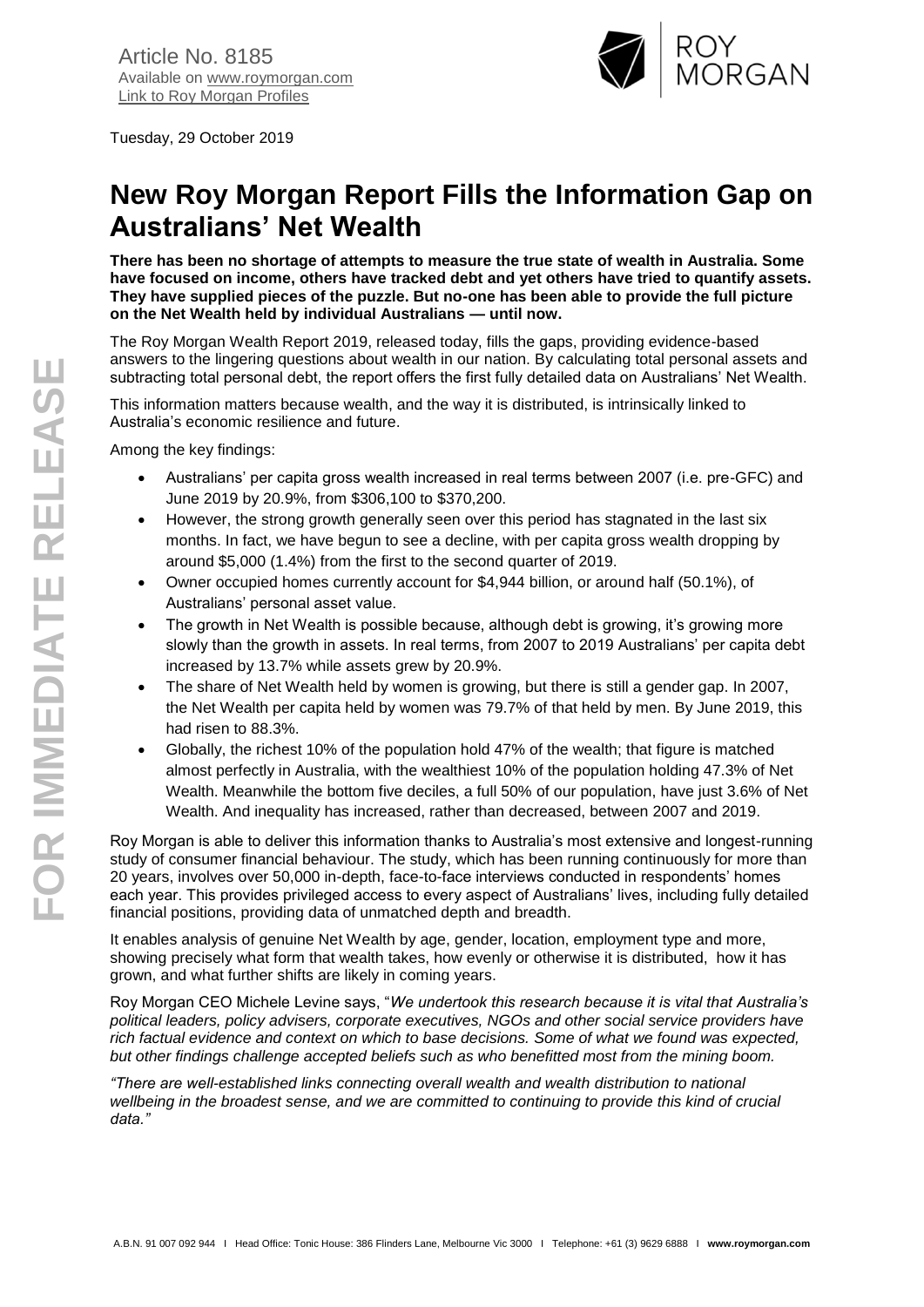Article No. 8185
Available on www.roymorgan.com
Link to Roy Morgan Profiles

Tuesday, 29 October 2019

# New Roy Morgan Report Fills the Information Gap on Australians' Net Wealth

**There has been no shortage of attempts to measure the true state of wealth in Australia. Some have focused on income, others have tracked debt and yet others have tried to quantify assets. They have supplied pieces of the puzzle. But no-one has been able to provide the full picture on the Net Wealth held by individual Australians — until now.**

The Roy Morgan Wealth Report 2019, released today, fills the gaps, providing evidence-based answers to the lingering questions about wealth in our nation. By calculating total personal assets and subtracting total personal debt, the report offers the first fully detailed data on Australians' Net Wealth.

This information matters because wealth, and the way it is distributed, is intrinsically linked to Australia's economic resilience and future.

Among the key findings:

- Australians' per capita gross wealth increased in real terms between 2007 (i.e. pre-GFC) and June 2019 by 20.9%, from $306,100 to $370,200.
- However, the strong growth generally seen over this period has stagnated in the last six months. In fact, we have begun to see a decline, with per capita gross wealth dropping by around $5,000 (1.4%) from the first to the second quarter of 2019.
- Owner occupied homes currently account for $4,944 billion, or around half (50.1%), of Australians' personal asset value.
- The growth in Net Wealth is possible because, although debt is growing, it's growing more slowly than the growth in assets. In real terms, from 2007 to 2019 Australians' per capita debt increased by 13.7% while assets grew by 20.9%.
- The share of Net Wealth held by women is growing, but there is still a gender gap. In 2007, the Net Wealth per capita held by women was 79.7% of that held by men. By June 2019, this had risen to 88.3%.
- Globally, the richest 10% of the population hold 47% of the wealth; that figure is matched almost perfectly in Australia, with the wealthiest 10% of the population holding 47.3% of Net Wealth. Meanwhile the bottom five deciles, a full 50% of our population, have just 3.6% of Net Wealth. And inequality has increased, rather than decreased, between 2007 and 2019.

Roy Morgan is able to deliver this information thanks to Australia's most extensive and longest-running study of consumer financial behaviour. The study, which has been running continuously for more than 20 years, involves over 50,000 in-depth, face-to-face interviews conducted in respondents' homes each year. This provides privileged access to every aspect of Australians' lives, including fully detailed financial positions, providing data of unmatched depth and breadth.

It enables analysis of genuine Net Wealth by age, gender, location, employment type and more, showing precisely what form that wealth takes, how evenly or otherwise it is distributed, how it has grown, and what further shifts are likely in coming years.

Roy Morgan CEO Michele Levine says, "*We undertook this research because it is vital that Australia's political leaders, policy advisers, corporate executives, NGOs and other social service providers have rich factual evidence and context on which to base decisions. Some of what we found was expected, but other findings challenge accepted beliefs such as who benefitted most from the mining boom.*

*"There are well-established links connecting overall wealth and wealth distribution to national wellbeing in the broadest sense, and we are committed to continuing to provide this kind of crucial data."*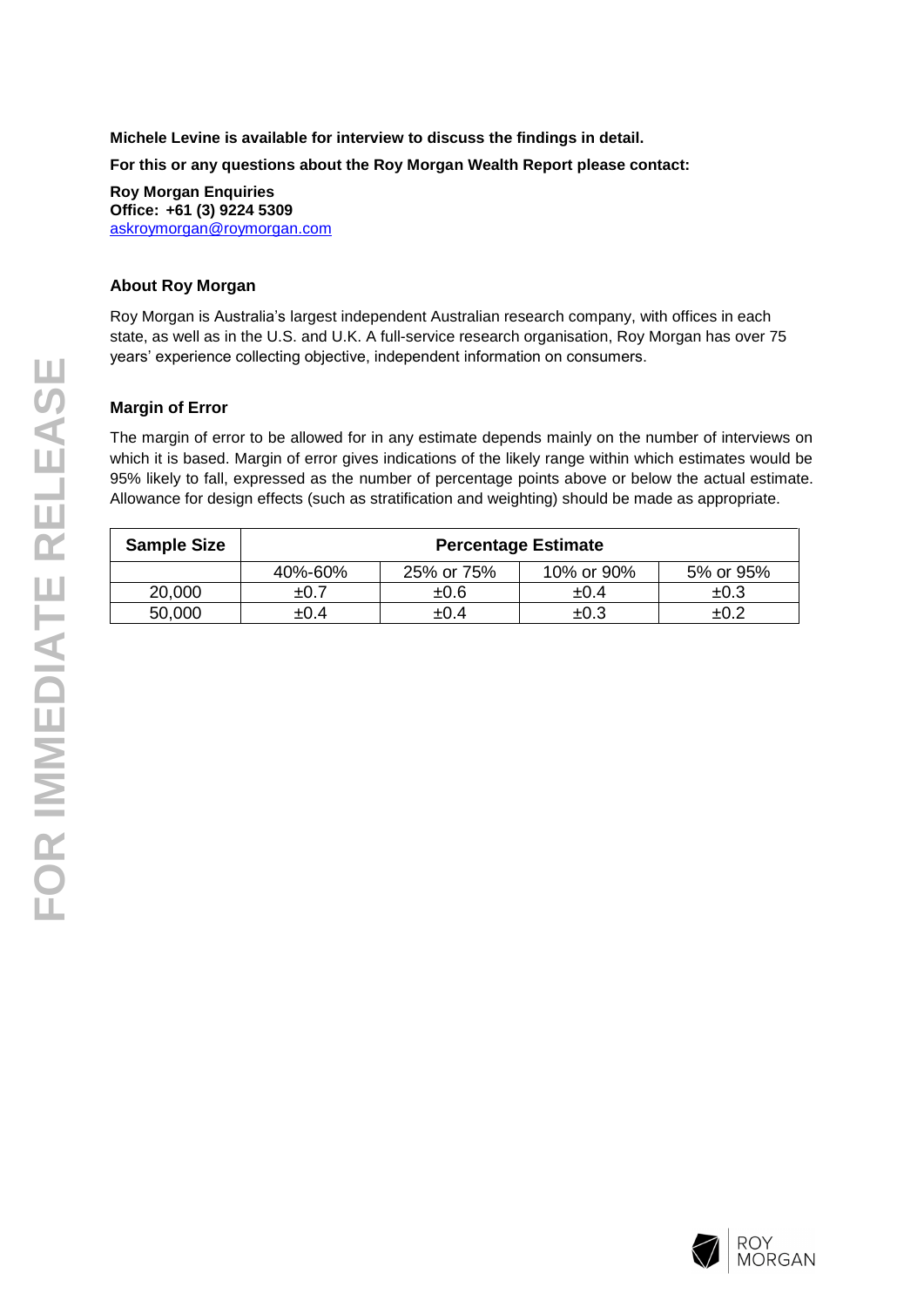**Michele Levine is available for interview to discuss the findings in detail.**

**For this or any questions about the Roy Morgan Wealth Report please contact:**

**Roy Morgan Enquiries**
**Office: +61 (3) 9224 5309**
askroymorgan@roymorgan.com

## About Roy Morgan

Roy Morgan is Australia's largest independent Australian research company, with offices in each state, as well as in the U.S. and U.K. A full-service research organisation, Roy Morgan has over 75 years' experience collecting objective, independent information on consumers.

## Margin of Error

The margin of error to be allowed for in any estimate depends mainly on the number of interviews on which it is based. Margin of error gives indications of the likely range within which estimates would be 95% likely to fall, expressed as the number of percentage points above or below the actual estimate. Allowance for design effects (such as stratification and weighting) should be made as appropriate.

| Sample Size | Percentage Estimate | | | |
|---|---|---|---|---|
| | 40%-60% | 25% or 75% | 10% or 90% | 5% or 95% |
| 20,000 | ±0.7 | ±0.6 | ±0.4 | ±0.3 |
| 50,000 | ±0.4 | ±0.4 | ±0.3 | ±0.2 |